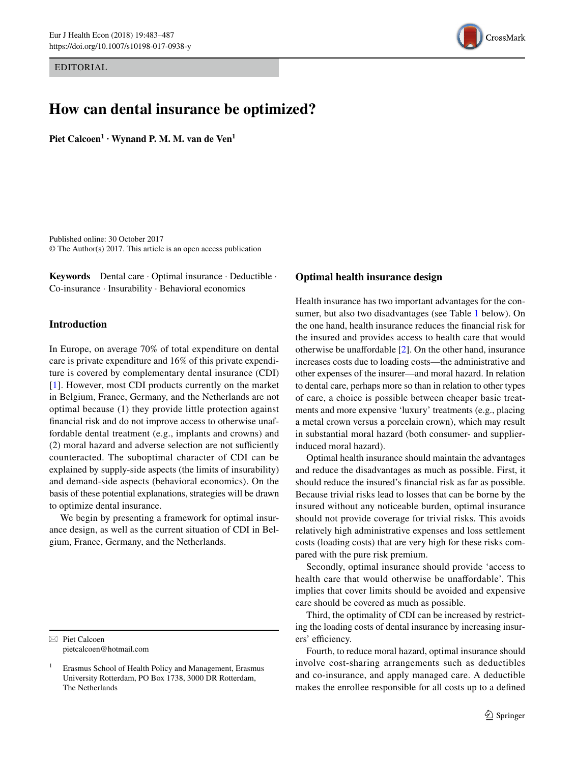EDITORIAL

# How can dental insurance be optimized?

**Piet Calcoen[1] · Wynand P. M. M. van de Ven[1]**

Published online: 30 October 2017
© The Author(s) 2017. This article is an open access publication

**Keywords** Dental care · Optimal insurance · Deductible · Co-insurance · Insurability · Behavioral economics

## Introduction

In Europe, on average 70% of total expenditure on dental care is private expenditure and 16% of this private expenditure is covered by complementary dental insurance (CDI) [1]. However, most CDI products currently on the market in Belgium, France, Germany, and the Netherlands are not optimal because (1) they provide little protection against financial risk and do not improve access to otherwise unaffordable dental treatment (e.g., implants and crowns) and (2) moral hazard and adverse selection are not sufficiently counteracted. The suboptimal character of CDI can be explained by supply-side aspects (the limits of insurability) and demand-side aspects (behavioral economics). On the basis of these potential explanations, strategies will be drawn to optimize dental insurance.

We begin by presenting a framework for optimal insurance design, as well as the current situation of CDI in Belgium, France, Germany, and the Netherlands.

✉ Piet Calcoen
pietcalcoen@hotmail.com

[1] Erasmus School of Health Policy and Management, Erasmus University Rotterdam, PO Box 1738, 3000 DR Rotterdam, The Netherlands

## Optimal health insurance design

Health insurance has two important advantages for the consumer, but also two disadvantages (see Table 1 below). On the one hand, health insurance reduces the financial risk for the insured and provides access to health care that would otherwise be unaffordable [2]. On the other hand, insurance increases costs due to loading costs—the administrative and other expenses of the insurer—and moral hazard. In relation to dental care, perhaps more so than in relation to other types of care, a choice is possible between cheaper basic treatments and more expensive 'luxury' treatments (e.g., placing a metal crown versus a porcelain crown), which may result in substantial moral hazard (both consumer- and supplier-induced moral hazard).

Optimal health insurance should maintain the advantages and reduce the disadvantages as much as possible. First, it should reduce the insured's financial risk as far as possible. Because trivial risks lead to losses that can be borne by the insured without any noticeable burden, optimal insurance should not provide coverage for trivial risks. This avoids relatively high administrative expenses and loss settlement costs (loading costs) that are very high for these risks compared with the pure risk premium.

Secondly, optimal insurance should provide 'access to health care that would otherwise be unaffordable'. This implies that cover limits should be avoided and expensive care should be covered as much as possible.

Third, the optimality of CDI can be increased by restricting the loading costs of dental insurance by increasing insurers' efficiency.

Fourth, to reduce moral hazard, optimal insurance should involve cost-sharing arrangements such as deductibles and co-insurance, and apply managed care. A deductible makes the enrollee responsible for all costs up to a defined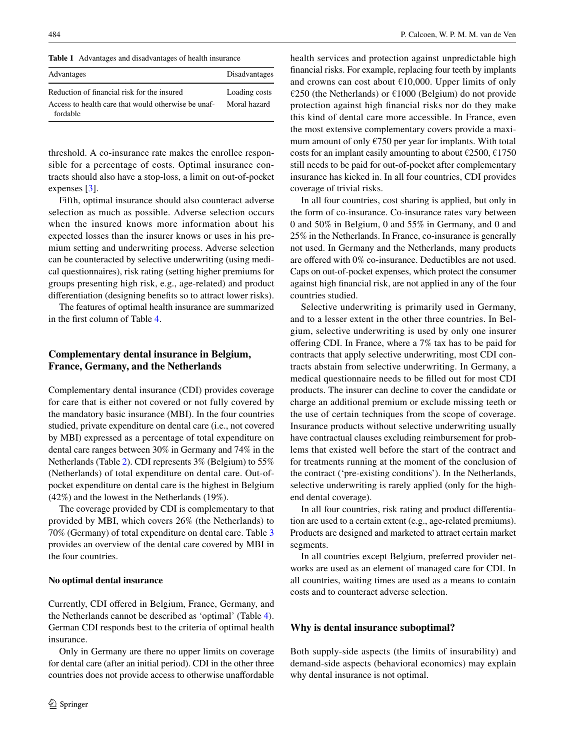**Table 1** Advantages and disadvantages of health insurance

| Advantages | Disadvantages |
|---|---|
| Reduction of financial risk for the insured | Loading costs |
| Access to health care that would otherwise be unaffordable | Moral hazard |

threshold. A co-insurance rate makes the enrollee responsible for a percentage of costs. Optimal insurance contracts should also have a stop-loss, a limit on out-of-pocket expenses [3].

Fifth, optimal insurance should also counteract adverse selection as much as possible. Adverse selection occurs when the insured knows more information about his expected losses than the insurer knows or uses in his premium setting and underwriting process. Adverse selection can be counteracted by selective underwriting (using medical questionnaires), risk rating (setting higher premiums for groups presenting high risk, e.g., age-related) and product differentiation (designing benefits so to attract lower risks).

The features of optimal health insurance are summarized in the first column of Table 4.

## Complementary dental insurance in Belgium, France, Germany, and the Netherlands

Complementary dental insurance (CDI) provides coverage for care that is either not covered or not fully covered by the mandatory basic insurance (MBI). In the four countries studied, private expenditure on dental care (i.e., not covered by MBI) expressed as a percentage of total expenditure on dental care ranges between 30% in Germany and 74% in the Netherlands (Table 2). CDI represents 3% (Belgium) to 55% (Netherlands) of total expenditure on dental care. Out-of-pocket expenditure on dental care is the highest in Belgium (42%) and the lowest in the Netherlands (19%).

The coverage provided by CDI is complementary to that provided by MBI, which covers 26% (the Netherlands) to 70% (Germany) of total expenditure on dental care. Table 3 provides an overview of the dental care covered by MBI in the four countries.

### No optimal dental insurance

Currently, CDI offered in Belgium, France, Germany, and the Netherlands cannot be described as 'optimal' (Table 4). German CDI responds best to the criteria of optimal health insurance.

Only in Germany are there no upper limits on coverage for dental care (after an initial period). CDI in the other three countries does not provide access to otherwise unaffordable health services and protection against unpredictable high financial risks. For example, replacing four teeth by implants and crowns can cost about €10,000. Upper limits of only €250 (the Netherlands) or €1000 (Belgium) do not provide protection against high financial risks nor do they make this kind of dental care more accessible. In France, even the most extensive complementary covers provide a maximum amount of only €750 per year for implants. With total costs for an implant easily amounting to about €2500, €1750 still needs to be paid for out-of-pocket after complementary insurance has kicked in. In all four countries, CDI provides coverage of trivial risks.

In all four countries, cost sharing is applied, but only in the form of co-insurance. Co-insurance rates vary between 0 and 50% in Belgium, 0 and 55% in Germany, and 0 and 25% in the Netherlands. In France, co-insurance is generally not used. In Germany and the Netherlands, many products are offered with 0% co-insurance. Deductibles are not used. Caps on out-of-pocket expenses, which protect the consumer against high financial risk, are not applied in any of the four countries studied.

Selective underwriting is primarily used in Germany, and to a lesser extent in the other three countries. In Belgium, selective underwriting is used by only one insurer offering CDI. In France, where a 7% tax has to be paid for contracts that apply selective underwriting, most CDI contracts abstain from selective underwriting. In Germany, a medical questionnaire needs to be filled out for most CDI products. The insurer can decline to cover the candidate or charge an additional premium or exclude missing teeth or the use of certain techniques from the scope of coverage. Insurance products without selective underwriting usually have contractual clauses excluding reimbursement for problems that existed well before the start of the contract and for treatments running at the moment of the conclusion of the contract ('pre-existing conditions'). In the Netherlands, selective underwriting is rarely applied (only for the high-end dental coverage).

In all four countries, risk rating and product differentiation are used to a certain extent (e.g., age-related premiums). Products are designed and marketed to attract certain market segments.

In all countries except Belgium, preferred provider networks are used as an element of managed care for CDI. In all countries, waiting times are used as a means to contain costs and to counteract adverse selection.

## Why is dental insurance suboptimal?

Both supply-side aspects (the limits of insurability) and demand-side aspects (behavioral economics) may explain why dental insurance is not optimal.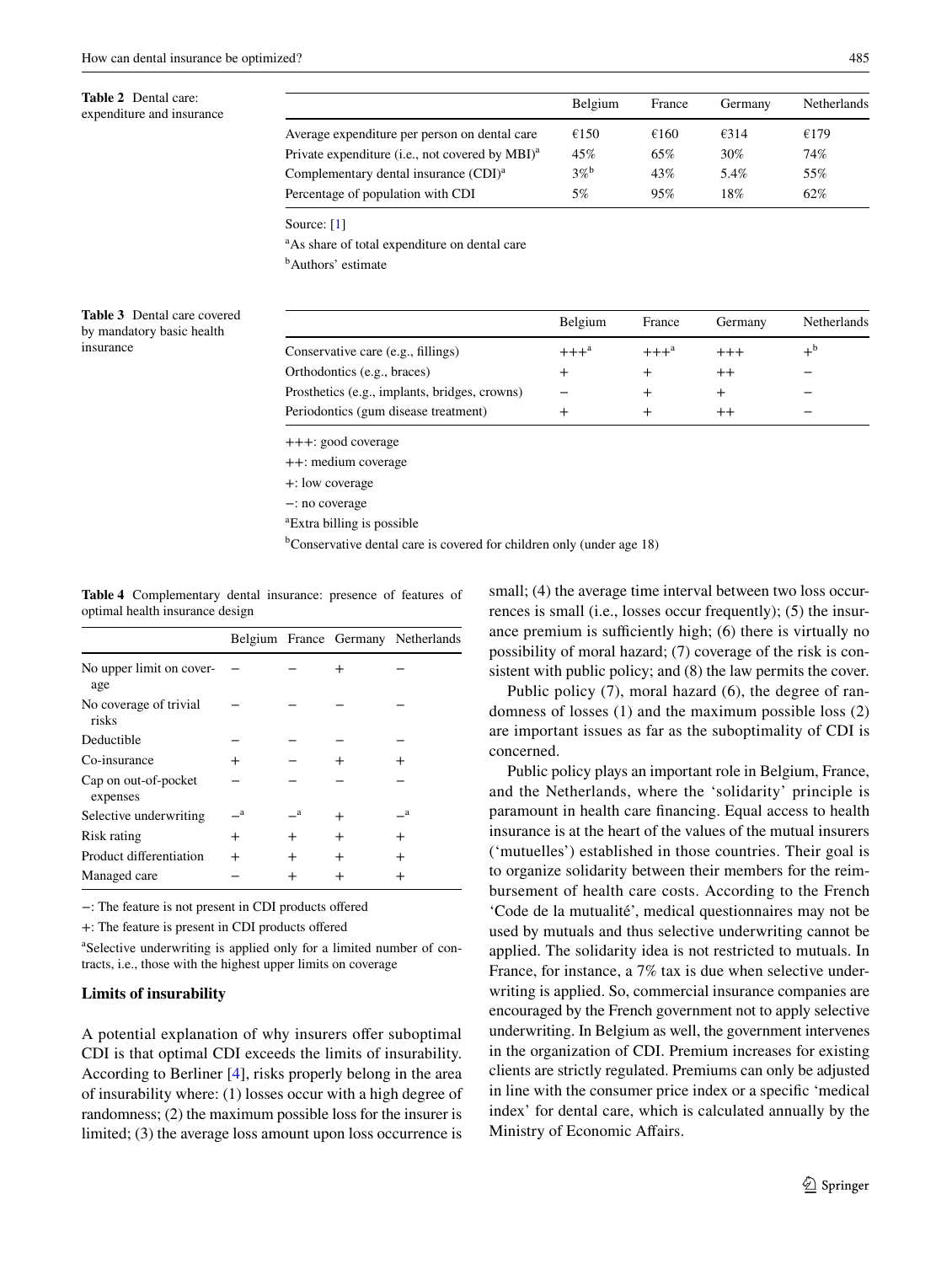**Table 2** Dental care: expenditure and insurance

| | Belgium | France | Germany | Netherlands |
|---|---|---|---|---|
| Average expenditure per person on dental care | €150 | €160 | €314 | €179 |
| Private expenditure (i.e., not covered by MBI)[a] | 45% | 65% | 30% | 74% |
| Complementary dental insurance (CDI)[a] | 3%[b] | 43% | 5.4% | 55% |
| Percentage of population with CDI | 5% | 95% | 18% | 62% |

Source: [1]

[a]As share of total expenditure on dental care

[b]Authors' estimate

**Table 3** Dental care covered by mandatory basic health insurance

| | Belgium | France | Germany | Netherlands |
|---|---|---|---|---|
| Conservative care (e.g., fillings) | +++[a] | +++[a] | +++ | +[b] |
| Orthodontics (e.g., braces) | + | + | ++ | − |
| Prosthetics (e.g., implants, bridges, crowns) | − | + | + | − |
| Periodontics (gum disease treatment) | + | + | ++ | − |

+++: good coverage

++: medium coverage

+: low coverage

−: no coverage

[a]Extra billing is possible

[b]Conservative dental care is covered for children only (under age 18)

**Table 4** Complementary dental insurance: presence of features of optimal health insurance design

| | Belgium | France | Germany | Netherlands |
|---|---|---|---|---|
| No upper limit on coverage | − | − | + | − |
| No coverage of trivial risks | − | − | − | − |
| Deductible | − | − | − | − |
| Co-insurance | + | − | + | + |
| Cap on out-of-pocket expenses | − | − | − | − |
| Selective underwriting | −[a] | −[a] | + | −[a] |
| Risk rating | + | + | + | + |
| Product differentiation | + | + | + | + |
| Managed care | − | + | + | + |

−: The feature is not present in CDI products offered

+: The feature is present in CDI products offered

[a]Selective underwriting is applied only for a limited number of contracts, i.e., those with the highest upper limits on coverage

### Limits of insurability

A potential explanation of why insurers offer suboptimal CDI is that optimal CDI exceeds the limits of insurability. According to Berliner [4], risks properly belong in the area of insurability where: (1) losses occur with a high degree of randomness; (2) the maximum possible loss for the insurer is limited; (3) the average loss amount upon loss occurrence is small; (4) the average time interval between two loss occurrences is small (i.e., losses occur frequently); (5) the insurance premium is sufficiently high; (6) there is virtually no possibility of moral hazard; (7) coverage of the risk is consistent with public policy; and (8) the law permits the cover.

Public policy (7), moral hazard (6), the degree of randomness of losses (1) and the maximum possible loss (2) are important issues as far as the suboptimality of CDI is concerned.

Public policy plays an important role in Belgium, France, and the Netherlands, where the 'solidarity' principle is paramount in health care financing. Equal access to health insurance is at the heart of the values of the mutual insurers ('mutuelles') established in those countries. Their goal is to organize solidarity between their members for the reimbursement of health care costs. According to the French 'Code de la mutualité', medical questionnaires may not be used by mutuals and thus selective underwriting cannot be applied. The solidarity idea is not restricted to mutuals. In France, for instance, a 7% tax is due when selective underwriting is applied. So, commercial insurance companies are encouraged by the French government not to apply selective underwriting. In Belgium as well, the government intervenes in the organization of CDI. Premium increases for existing clients are strictly regulated. Premiums can only be adjusted in line with the consumer price index or a specific 'medical index' for dental care, which is calculated annually by the Ministry of Economic Affairs.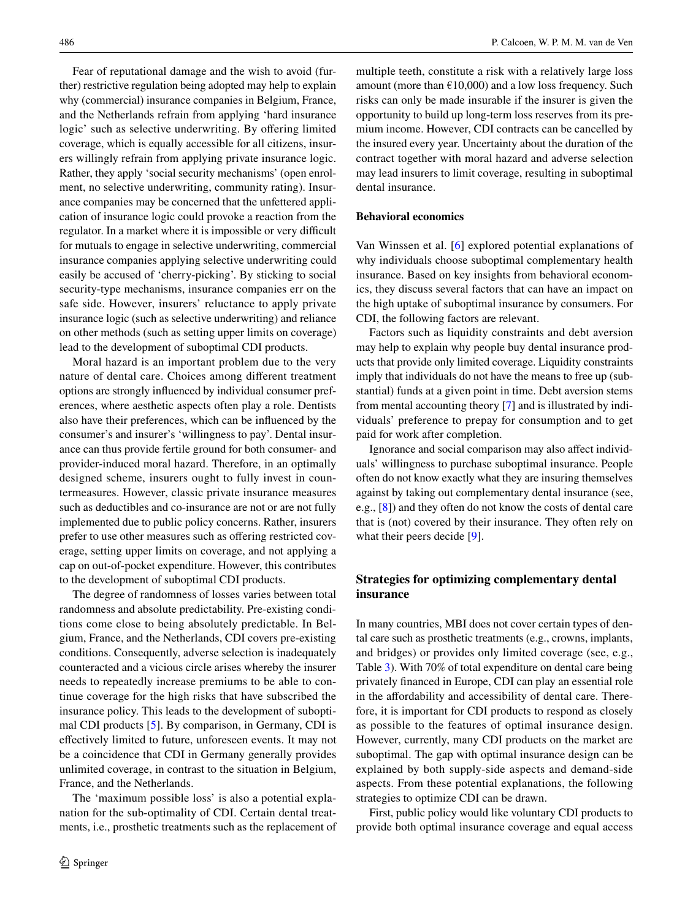Fear of reputational damage and the wish to avoid (further) restrictive regulation being adopted may help to explain why (commercial) insurance companies in Belgium, France, and the Netherlands refrain from applying ‘hard insurance logic’ such as selective underwriting. By offering limited coverage, which is equally accessible for all citizens, insurers willingly refrain from applying private insurance logic. Rather, they apply ‘social security mechanisms’ (open enrolment, no selective underwriting, community rating). Insurance companies may be concerned that the unfettered application of insurance logic could provoke a reaction from the regulator. In a market where it is impossible or very difficult for mutuals to engage in selective underwriting, commercial insurance companies applying selective underwriting could easily be accused of ‘cherry-picking’. By sticking to social security-type mechanisms, insurance companies err on the safe side. However, insurers’ reluctance to apply private insurance logic (such as selective underwriting) and reliance on other methods (such as setting upper limits on coverage) lead to the development of suboptimal CDI products.

Moral hazard is an important problem due to the very nature of dental care. Choices among different treatment options are strongly influenced by individual consumer preferences, where aesthetic aspects often play a role. Dentists also have their preferences, which can be influenced by the consumer’s and insurer’s ‘willingness to pay’. Dental insurance can thus provide fertile ground for both consumer- and provider-induced moral hazard. Therefore, in an optimally designed scheme, insurers ought to fully invest in countermeasures. However, classic private insurance measures such as deductibles and co-insurance are not or are not fully implemented due to public policy concerns. Rather, insurers prefer to use other measures such as offering restricted coverage, setting upper limits on coverage, and not applying a cap on out-of-pocket expenditure. However, this contributes to the development of suboptimal CDI products.

The degree of randomness of losses varies between total randomness and absolute predictability. Pre-existing conditions come close to being absolutely predictable. In Belgium, France, and the Netherlands, CDI covers pre-existing conditions. Consequently, adverse selection is inadequately counteracted and a vicious circle arises whereby the insurer needs to repeatedly increase premiums to be able to continue coverage for the high risks that have subscribed the insurance policy. This leads to the development of suboptimal CDI products [5]. By comparison, in Germany, CDI is effectively limited to future, unforeseen events. It may not be a coincidence that CDI in Germany generally provides unlimited coverage, in contrast to the situation in Belgium, France, and the Netherlands.

The ‘maximum possible loss’ is also a potential explanation for the sub-optimality of CDI. Certain dental treatments, i.e., prosthetic treatments such as the replacement of multiple teeth, constitute a risk with a relatively large loss amount (more than €10,000) and a low loss frequency. Such risks can only be made insurable if the insurer is given the opportunity to build up long-term loss reserves from its premium income. However, CDI contracts can be cancelled by the insured every year. Uncertainty about the duration of the contract together with moral hazard and adverse selection may lead insurers to limit coverage, resulting in suboptimal dental insurance.

### Behavioral economics

Van Winssen et al. [6] explored potential explanations of why individuals choose suboptimal complementary health insurance. Based on key insights from behavioral economics, they discuss several factors that can have an impact on the high uptake of suboptimal insurance by consumers. For CDI, the following factors are relevant.

Factors such as liquidity constraints and debt aversion may help to explain why people buy dental insurance products that provide only limited coverage. Liquidity constraints imply that individuals do not have the means to free up (substantial) funds at a given point in time. Debt aversion stems from mental accounting theory [7] and is illustrated by individuals’ preference to prepay for consumption and to get paid for work after completion.

Ignorance and social comparison may also affect individuals’ willingness to purchase suboptimal insurance. People often do not know exactly what they are insuring themselves against by taking out complementary dental insurance (see, e.g., [8]) and they often do not know the costs of dental care that is (not) covered by their insurance. They often rely on what their peers decide [9].

## Strategies for optimizing complementary dental insurance

In many countries, MBI does not cover certain types of dental care such as prosthetic treatments (e.g., crowns, implants, and bridges) or provides only limited coverage (see, e.g., Table 3). With 70% of total expenditure on dental care being privately financed in Europe, CDI can play an essential role in the affordability and accessibility of dental care. Therefore, it is important for CDI products to respond as closely as possible to the features of optimal insurance design. However, currently, many CDI products on the market are suboptimal. The gap with optimal insurance design can be explained by both supply-side aspects and demand-side aspects. From these potential explanations, the following strategies to optimize CDI can be drawn.

First, public policy would like voluntary CDI products to provide both optimal insurance coverage and equal access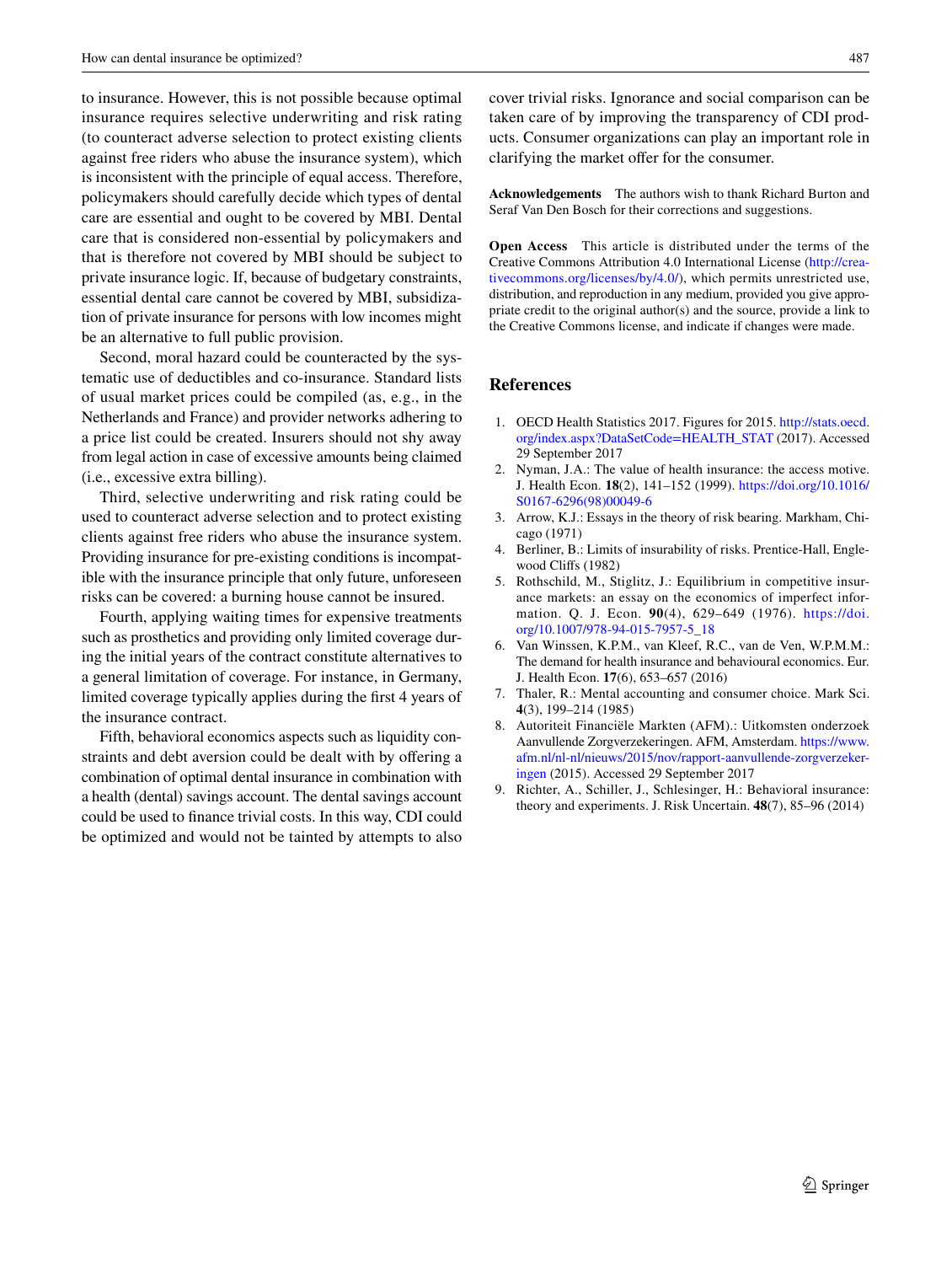to insurance. However, this is not possible because optimal insurance requires selective underwriting and risk rating (to counteract adverse selection to protect existing clients against free riders who abuse the insurance system), which is inconsistent with the principle of equal access. Therefore, policymakers should carefully decide which types of dental care are essential and ought to be covered by MBI. Dental care that is considered non-essential by policymakers and that is therefore not covered by MBI should be subject to private insurance logic. If, because of budgetary constraints, essential dental care cannot be covered by MBI, subsidization of private insurance for persons with low incomes might be an alternative to full public provision.

Second, moral hazard could be counteracted by the systematic use of deductibles and co-insurance. Standard lists of usual market prices could be compiled (as, e.g., in the Netherlands and France) and provider networks adhering to a price list could be created. Insurers should not shy away from legal action in case of excessive amounts being claimed (i.e., excessive extra billing).

Third, selective underwriting and risk rating could be used to counteract adverse selection and to protect existing clients against free riders who abuse the insurance system. Providing insurance for pre-existing conditions is incompatible with the insurance principle that only future, unforeseen risks can be covered: a burning house cannot be insured.

Fourth, applying waiting times for expensive treatments such as prosthetics and providing only limited coverage during the initial years of the contract constitute alternatives to a general limitation of coverage. For instance, in Germany, limited coverage typically applies during the first 4 years of the insurance contract.

Fifth, behavioral economics aspects such as liquidity constraints and debt aversion could be dealt with by offering a combination of optimal dental insurance in combination with a health (dental) savings account. The dental savings account could be used to finance trivial costs. In this way, CDI could be optimized and would not be tainted by attempts to also cover trivial risks. Ignorance and social comparison can be taken care of by improving the transparency of CDI products. Consumer organizations can play an important role in clarifying the market offer for the consumer.

**Acknowledgements** The authors wish to thank Richard Burton and Seraf Van Den Bosch for their corrections and suggestions.

**Open Access** This article is distributed under the terms of the Creative Commons Attribution 4.0 International License (http://creativecommons.org/licenses/by/4.0/), which permits unrestricted use, distribution, and reproduction in any medium, provided you give appropriate credit to the original author(s) and the source, provide a link to the Creative Commons license, and indicate if changes were made.

## References

1. OECD Health Statistics 2017. Figures for 2015. http://stats.oecd.org/index.aspx?DataSetCode=HEALTH_STAT (2017). Accessed 29 September 2017
2. Nyman, J.A.: The value of health insurance: the access motive. J. Health Econ. **18**(2), 141–152 (1999). https://doi.org/10.1016/S0167-6296(98)00049-6
3. Arrow, K.J.: Essays in the theory of risk bearing. Markham, Chicago (1971)
4. Berliner, B.: Limits of insurability of risks. Prentice-Hall, Englewood Cliffs (1982)
5. Rothschild, M., Stiglitz, J.: Equilibrium in competitive insurance markets: an essay on the economics of imperfect information. Q. J. Econ. **90**(4), 629–649 (1976). https://doi.org/10.1007/978-94-015-7957-5_18
6. Van Winssen, K.P.M., van Kleef, R.C., van de Ven, W.P.M.M.: The demand for health insurance and behavioural economics. Eur. J. Health Econ. **17**(6), 653–657 (2016)
7. Thaler, R.: Mental accounting and consumer choice. Mark Sci. **4**(3), 199–214 (1985)
8. Autoriteit Financiële Markten (AFM).: Uitkomsten onderzoek Aanvullende Zorgverzekeringen. AFM, Amsterdam. https://www.afm.nl/nl-nl/nieuws/2015/nov/rapport-aanvullende-zorgverzekeringen (2015). Accessed 29 September 2017
9. Richter, A., Schiller, J., Schlesinger, H.: Behavioral insurance: theory and experiments. J. Risk Uncertain. **48**(7), 85–96 (2014)